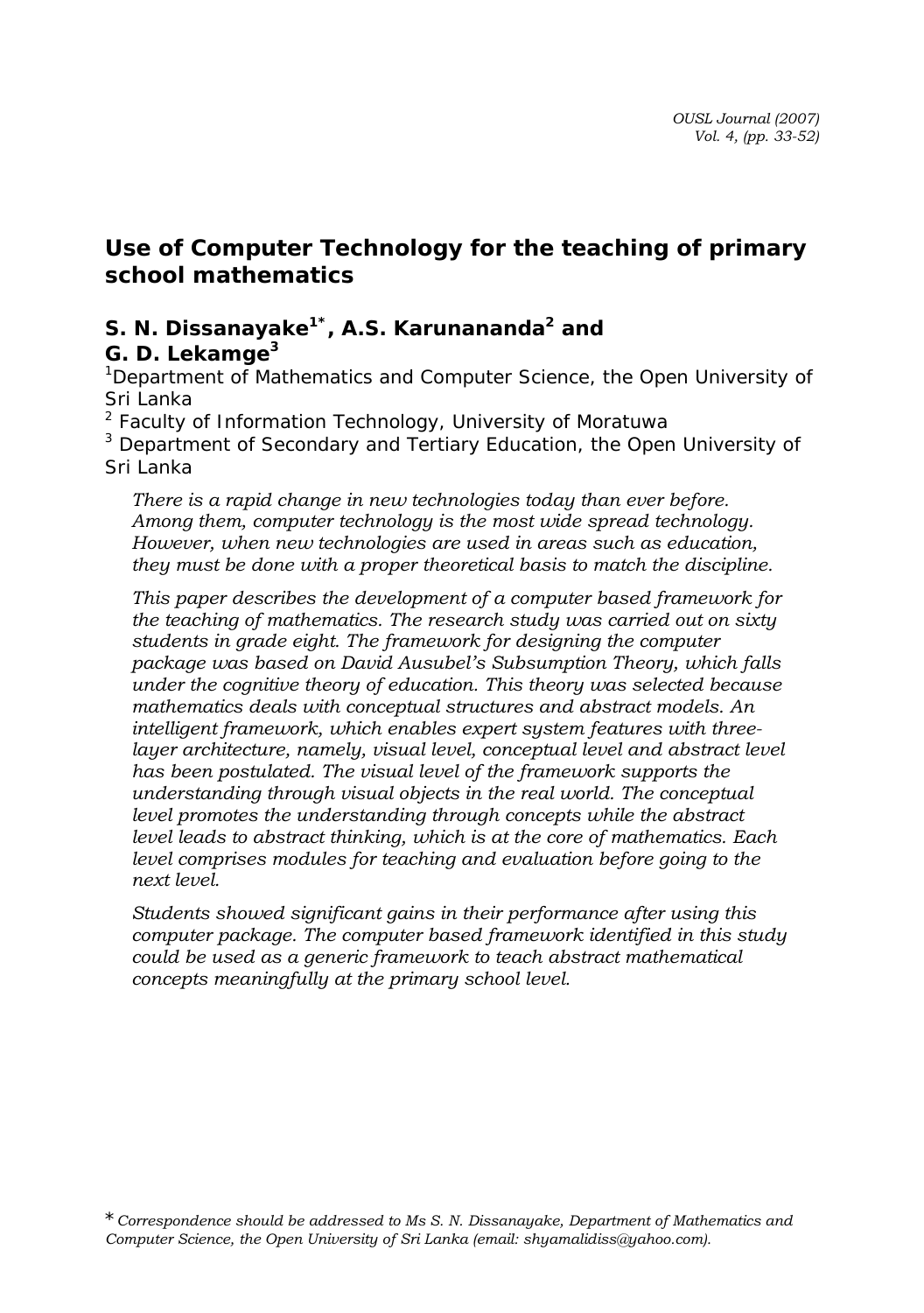# Use of Computer Technology for the teaching of primary school mathematics

## S. N. Dissanayake[1*], A.S. Karunananda[2] and G. D. Lekamge[3]

[1]Department of Mathematics and Computer Science, the Open University of Sri Lanka

[2] Faculty of Information Technology, University of Moratuwa

[3] Department of Secondary and Tertiary Education, the Open University of Sri Lanka

*There is a rapid change in new technologies today than ever before. Among them, computer technology is the most wide spread technology. However, when new technologies are used in areas such as education, they must be done with a proper theoretical basis to match the discipline.*

*This paper describes the development of a computer based framework for the teaching of mathematics. The research study was carried out on sixty students in grade eight. The framework for designing the computer package was based on David Ausubel's Subsumption Theory, which falls under the cognitive theory of education. This theory was selected because mathematics deals with conceptual structures and abstract models. An intelligent framework, which enables expert system features with three-layer architecture, namely, visual level, conceptual level and abstract level has been postulated. The visual level of the framework supports the understanding through visual objects in the real world. The conceptual level promotes the understanding through concepts while the abstract level leads to abstract thinking, which is at the core of mathematics. Each level comprises modules for teaching and evaluation before going to the next level.*

*Students showed significant gains in their performance after using this computer package. The computer based framework identified in this study could be used as a generic framework to teach abstract mathematical concepts meaningfully at the primary school level.*

\* *Correspondence should be addressed to Ms S. N. Dissanayake, Department of Mathematics and Computer Science, the Open University of Sri Lanka (email: shyamalidiss@yahoo.com).*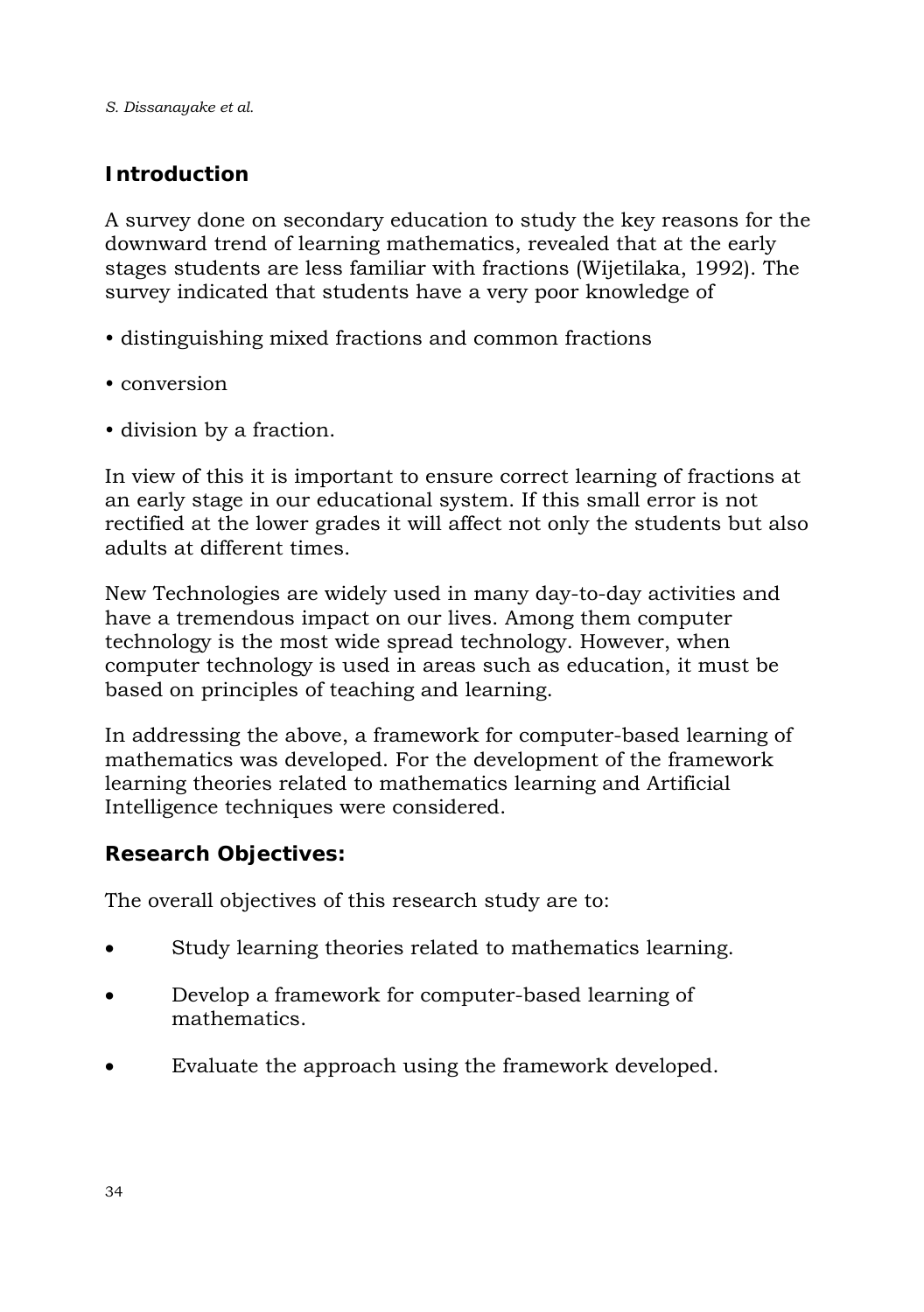## Introduction

A survey done on secondary education to study the key reasons for the downward trend of learning mathematics, revealed that at the early stages students are less familiar with fractions (Wijetilaka, 1992). The survey indicated that students have a very poor knowledge of

- distinguishing mixed fractions and common fractions
- conversion
- division by a fraction.

In view of this it is important to ensure correct learning of fractions at an early stage in our educational system. If this small error is not rectified at the lower grades it will affect not only the students but also adults at different times.

New Technologies are widely used in many day-to-day activities and have a tremendous impact on our lives. Among them computer technology is the most wide spread technology. However, when computer technology is used in areas such as education, it must be based on principles of teaching and learning.

In addressing the above, a framework for computer-based learning of mathematics was developed. For the development of the framework learning theories related to mathematics learning and Artificial Intelligence techniques were considered.

## Research Objectives:

The overall objectives of this research study are to:

- Study learning theories related to mathematics learning.
- Develop a framework for computer-based learning of mathematics.
- Evaluate the approach using the framework developed.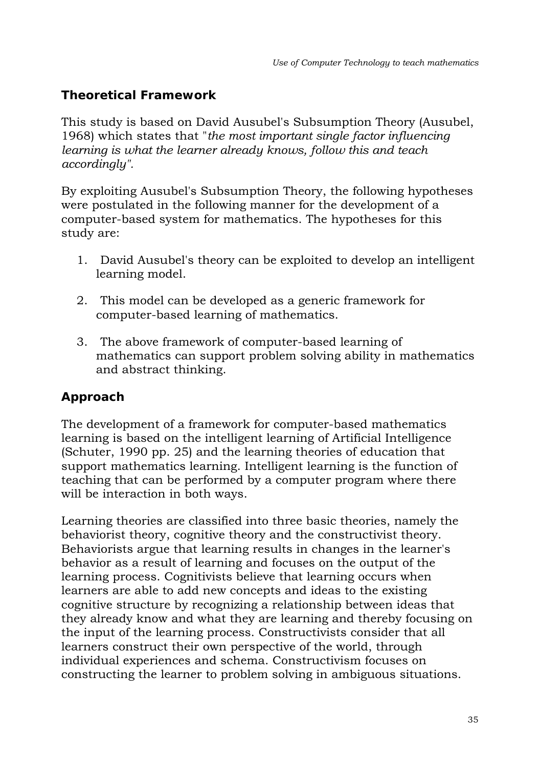## Theoretical Framework

This study is based on David Ausubel's Subsumption Theory (Ausubel, 1968) which states that "*the most important single factor influencing learning is what the learner already knows, follow this and teach accordingly*".

By exploiting Ausubel's Subsumption Theory, the following hypotheses were postulated in the following manner for the development of a computer-based system for mathematics. The hypotheses for this study are:

1. David Ausubel's theory can be exploited to develop an intelligent learning model.
2. This model can be developed as a generic framework for computer-based learning of mathematics.
3. The above framework of computer-based learning of mathematics can support problem solving ability in mathematics and abstract thinking.

## Approach

The development of a framework for computer-based mathematics learning is based on the intelligent learning of Artificial Intelligence (Schuter, 1990 pp. 25) and the learning theories of education that support mathematics learning. Intelligent learning is the function of teaching that can be performed by a computer program where there will be interaction in both ways.

Learning theories are classified into three basic theories, namely the behaviorist theory, cognitive theory and the constructivist theory. Behaviorists argue that learning results in changes in the learner's behavior as a result of learning and focuses on the output of the learning process. Cognitivists believe that learning occurs when learners are able to add new concepts and ideas to the existing cognitive structure by recognizing a relationship between ideas that they already know and what they are learning and thereby focusing on the input of the learning process. Constructivists consider that all learners construct their own perspective of the world, through individual experiences and schema. Constructivism focuses on constructing the learner to problem solving in ambiguous situations.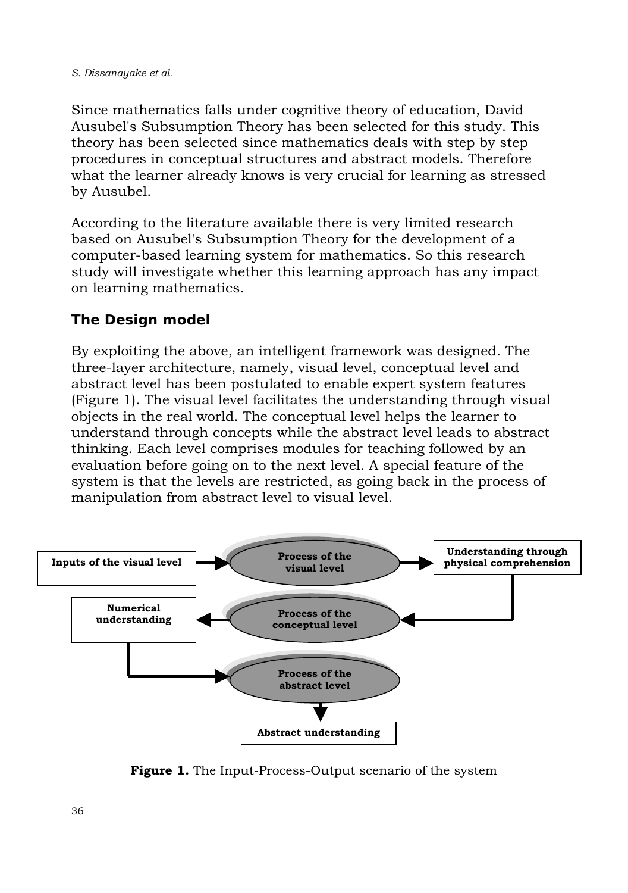Since mathematics falls under cognitive theory of education, David Ausubel's Subsumption Theory has been selected for this study. This theory has been selected since mathematics deals with step by step procedures in conceptual structures and abstract models. Therefore what the learner already knows is very crucial for learning as stressed by Ausubel.

According to the literature available there is very limited research based on Ausubel's Subsumption Theory for the development of a computer-based learning system for mathematics. So this research study will investigate whether this learning approach has any impact on learning mathematics.

## The Design model

By exploiting the above, an intelligent framework was designed. The three-layer architecture, namely, visual level, conceptual level and abstract level has been postulated to enable expert system features (Figure 1). The visual level facilitates the understanding through visual objects in the real world. The conceptual level helps the learner to understand through concepts while the abstract level leads to abstract thinking. Each level comprises modules for teaching followed by an evaluation before going on to the next level. A special feature of the system is that the levels are restricted, as going back in the process of manipulation from abstract level to visual level.

Inputs of the visual level → Process of the visual level → Understanding through physical comprehension → Process of the conceptual level → Numerical understanding → Process of the abstract level → Abstract understanding

**Figure 1.** The Input-Process-Output scenario of the system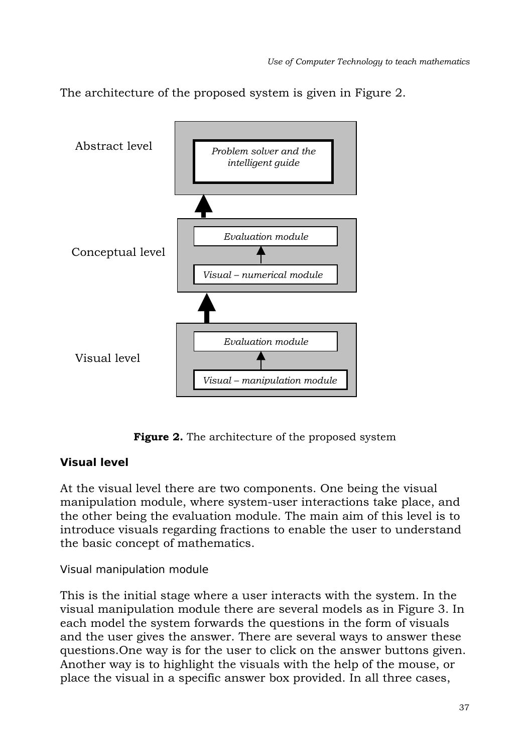The architecture of the proposed system is given in Figure 2.

Abstract level

*Problem solver and the intelligent guide*

Conceptual level

*Evaluation module*

*Visual – numerical module*

Visual level

*Evaluation module*

*Visual – manipulation module*

**Figure 2.** The architecture of the proposed system

### Visual level

At the visual level there are two components. One being the visual manipulation module, where system-user interactions take place, and the other being the evaluation module. The main aim of this level is to introduce visuals regarding fractions to enable the user to understand the basic concept of mathematics.

#### Visual manipulation module

This is the initial stage where a user interacts with the system. In the visual manipulation module there are several models as in Figure 3. In each model the system forwards the questions in the form of visuals and the user gives the answer. There are several ways to answer these questions.One way is for the user to click on the answer buttons given. Another way is to highlight the visuals with the help of the mouse, or place the visual in a specific answer box provided. In all three cases,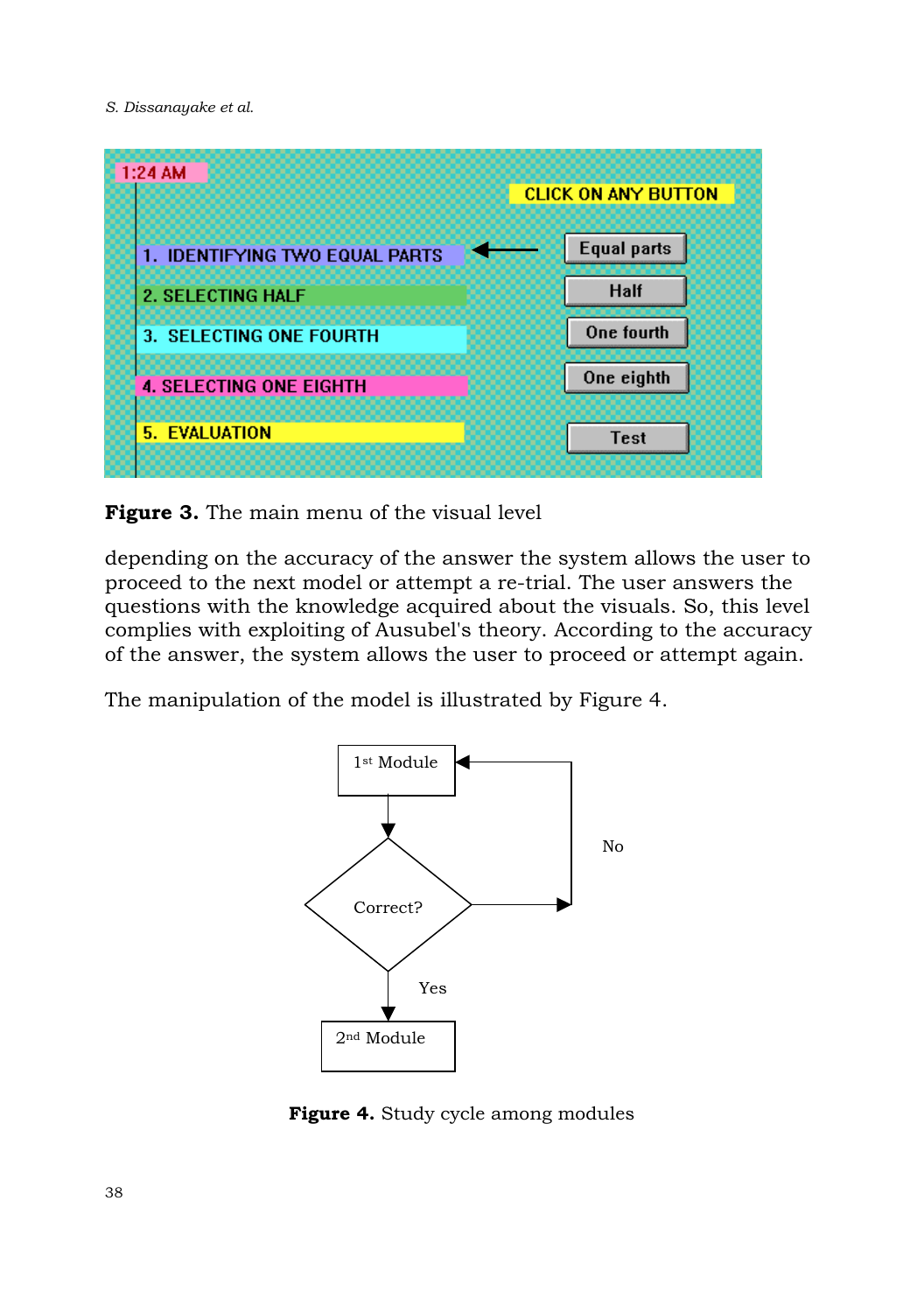Figure 3. The main menu of the visual level

depending on the accuracy of the answer the system allows the user to proceed to the next model or attempt a re-trial. The user answers the questions with the knowledge acquired about the visuals. So, this level complies with exploiting of Ausubel's theory. According to the accuracy of the answer, the system allows the user to proceed or attempt again.

The manipulation of the model is illustrated by Figure 4.

Figure 4. Study cycle among modules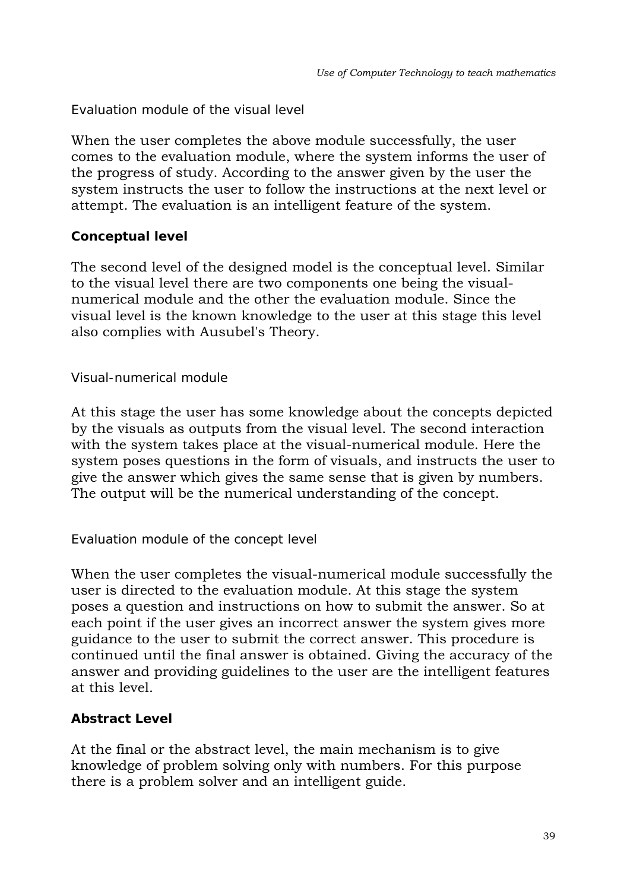#### Evaluation module of the visual level

When the user completes the above module successfully, the user comes to the evaluation module, where the system informs the user of the progress of study. According to the answer given by the user the system instructs the user to follow the instructions at the next level or attempt. The evaluation is an intelligent feature of the system.

### Conceptual level

The second level of the designed model is the conceptual level. Similar to the visual level there are two components one being the visual-numerical module and the other the evaluation module. Since the visual level is the known knowledge to the user at this stage this level also complies with Ausubel's Theory.

#### Visual-numerical module

At this stage the user has some knowledge about the concepts depicted by the visuals as outputs from the visual level. The second interaction with the system takes place at the visual-numerical module. Here the system poses questions in the form of visuals, and instructs the user to give the answer which gives the same sense that is given by numbers. The output will be the numerical understanding of the concept.

#### Evaluation module of the concept level

When the user completes the visual-numerical module successfully the user is directed to the evaluation module. At this stage the system poses a question and instructions on how to submit the answer. So at each point if the user gives an incorrect answer the system gives more guidance to the user to submit the correct answer. This procedure is continued until the final answer is obtained. Giving the accuracy of the answer and providing guidelines to the user are the intelligent features at this level.

### Abstract Level

At the final or the abstract level, the main mechanism is to give knowledge of problem solving only with numbers. For this purpose there is a problem solver and an intelligent guide.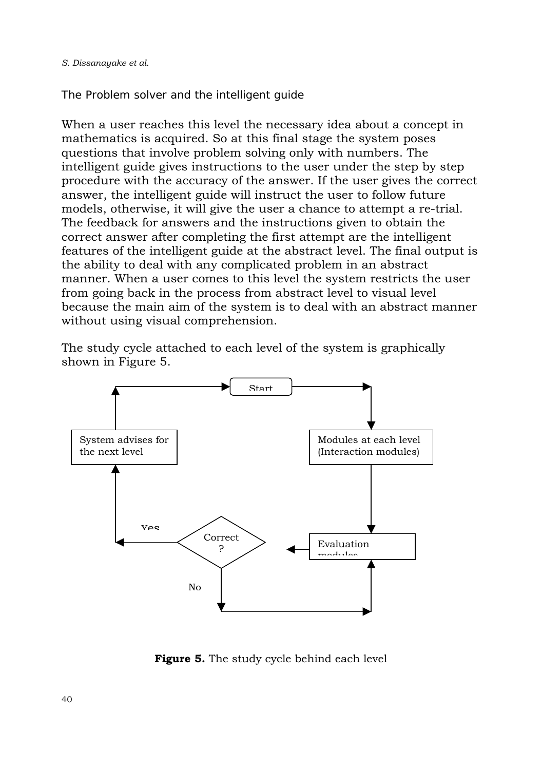### The Problem solver and the intelligent guide

When a user reaches this level the necessary idea about a concept in mathematics is acquired. So at this final stage the system poses questions that involve problem solving only with numbers. The intelligent guide gives instructions to the user under the step by step procedure with the accuracy of the answer. If the user gives the correct answer, the intelligent guide will instruct the user to follow future models, otherwise, it will give the user a chance to attempt a re-trial. The feedback for answers and the instructions given to obtain the correct answer after completing the first attempt are the intelligent features of the intelligent guide at the abstract level. The final output is the ability to deal with any complicated problem in an abstract manner. When a user comes to this level the system restricts the user from going back in the process from abstract level to visual level because the main aim of the system is to deal with an abstract manner without using visual comprehension.

The study cycle attached to each level of the system is graphically shown in Figure 5.

Start

System advises for the next level

Modules at each level (Interaction modules)

Yes

Correct ?

Evaluation modules

No

**Figure 5.** The study cycle behind each level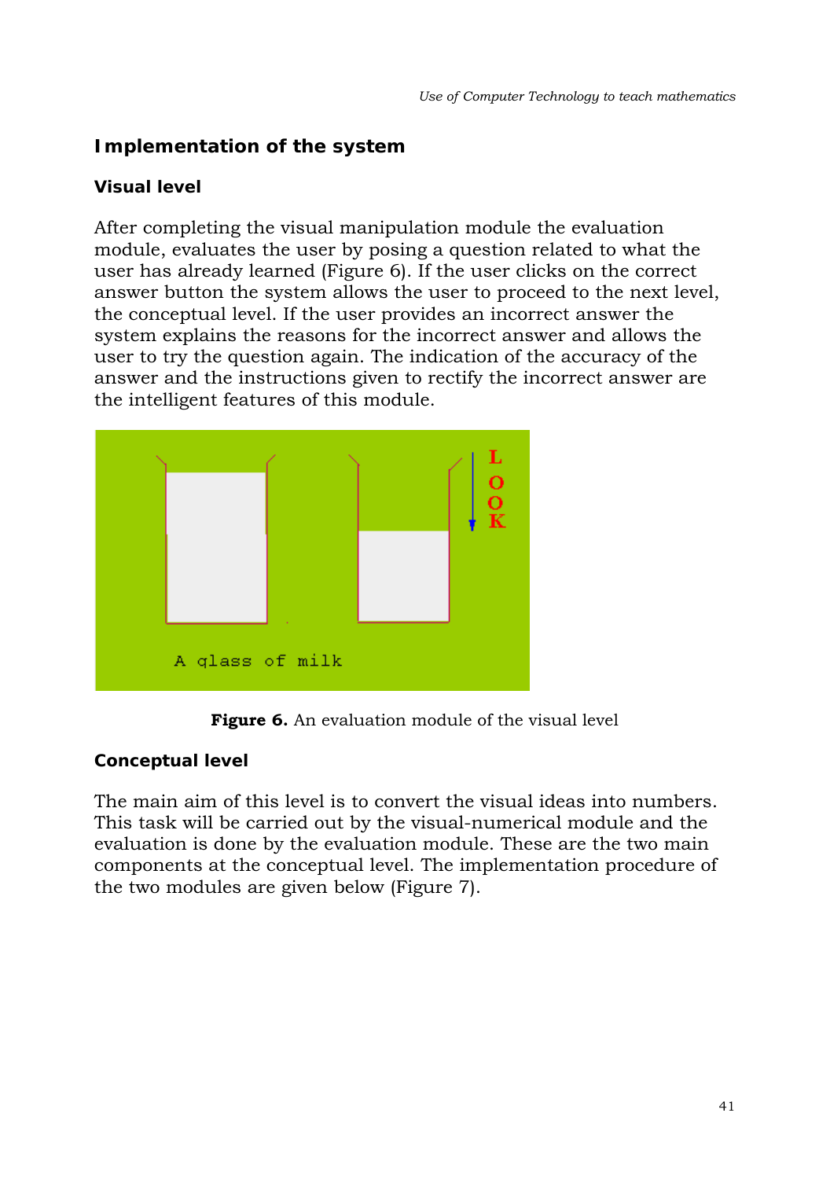## Implementation of the system

### Visual level

After completing the visual manipulation module the evaluation module, evaluates the user by posing a question related to what the user has already learned (Figure 6). If the user clicks on the correct answer button the system allows the user to proceed to the next level, the conceptual level. If the user provides an incorrect answer the system explains the reasons for the incorrect answer and allows the user to try the question again. The indication of the accuracy of the answer and the instructions given to rectify the incorrect answer are the intelligent features of this module.

**Figure 6.** An evaluation module of the visual level

### Conceptual level

The main aim of this level is to convert the visual ideas into numbers. This task will be carried out by the visual-numerical module and the evaluation is done by the evaluation module. These are the two main components at the conceptual level. The implementation procedure of the two modules are given below (Figure 7).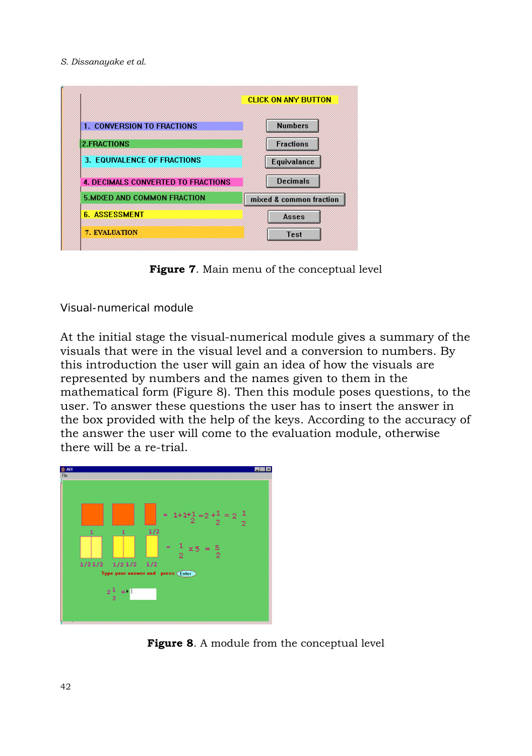**Figure 7**. Main menu of the conceptual level

Visual-numerical module

At the initial stage the visual-numerical module gives a summary of the visuals that were in the visual level and a conversion to numbers. By this introduction the user will gain an idea of how the visuals are represented by numbers and the names given to them in the mathematical form (Figure 8). Then this module poses questions, to the user. To answer these questions the user has to insert the answer in the box provided with the help of the keys. According to the accuracy of the answer the user will come to the evaluation module, otherwise there will be a re-trial.

**Figure 8**. A module from the conceptual level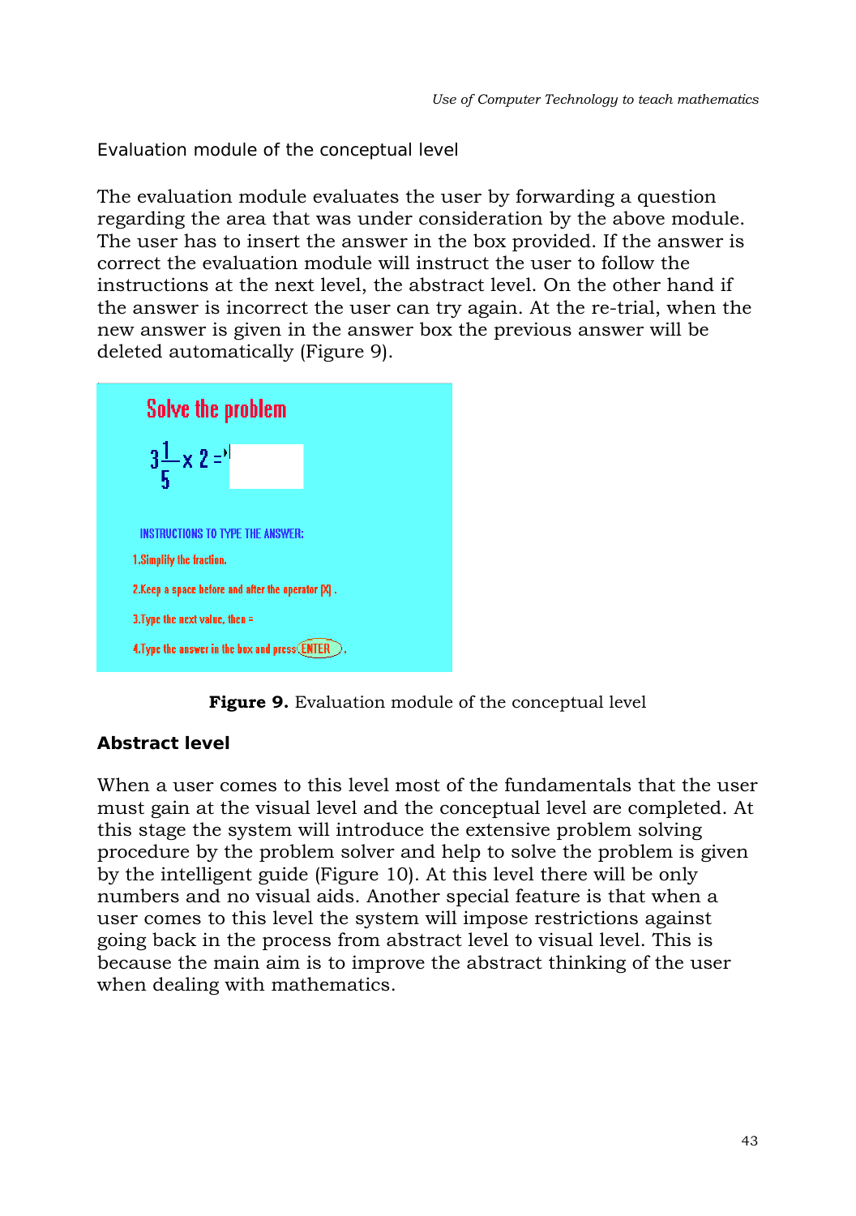Evaluation module of the conceptual level

The evaluation module evaluates the user by forwarding a question regarding the area that was under consideration by the above module. The user has to insert the answer in the box provided. If the answer is correct the evaluation module will instruct the user to follow the instructions at the next level, the abstract level. On the other hand if the answer is incorrect the user can try again. At the re-trial, when the new answer is given in the answer box the previous answer will be deleted automatically (Figure 9).

**Figure 9.** Evaluation module of the conceptual level

### Abstract level

When a user comes to this level most of the fundamentals that the user must gain at the visual level and the conceptual level are completed. At this stage the system will introduce the extensive problem solving procedure by the problem solver and help to solve the problem is given by the intelligent guide (Figure 10). At this level there will be only numbers and no visual aids. Another special feature is that when a user comes to this level the system will impose restrictions against going back in the process from abstract level to visual level. This is because the main aim is to improve the abstract thinking of the user when dealing with mathematics.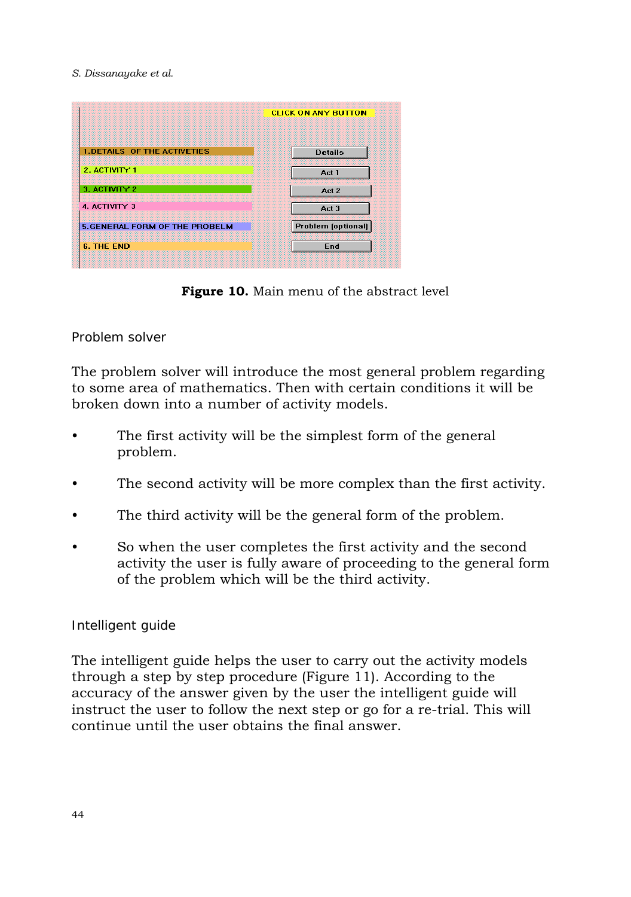**Figure 10.** Main menu of the abstract level

### Problem solver

The problem solver will introduce the most general problem regarding to some area of mathematics. Then with certain conditions it will be broken down into a number of activity models.

- The first activity will be the simplest form of the general problem.
- The second activity will be more complex than the first activity.
- The third activity will be the general form of the problem.
- So when the user completes the first activity and the second activity the user is fully aware of proceeding to the general form of the problem which will be the third activity.

### Intelligent guide

The intelligent guide helps the user to carry out the activity models through a step by step procedure (Figure 11). According to the accuracy of the answer given by the user the intelligent guide will instruct the user to follow the next step or go for a re-trial. This will continue until the user obtains the final answer.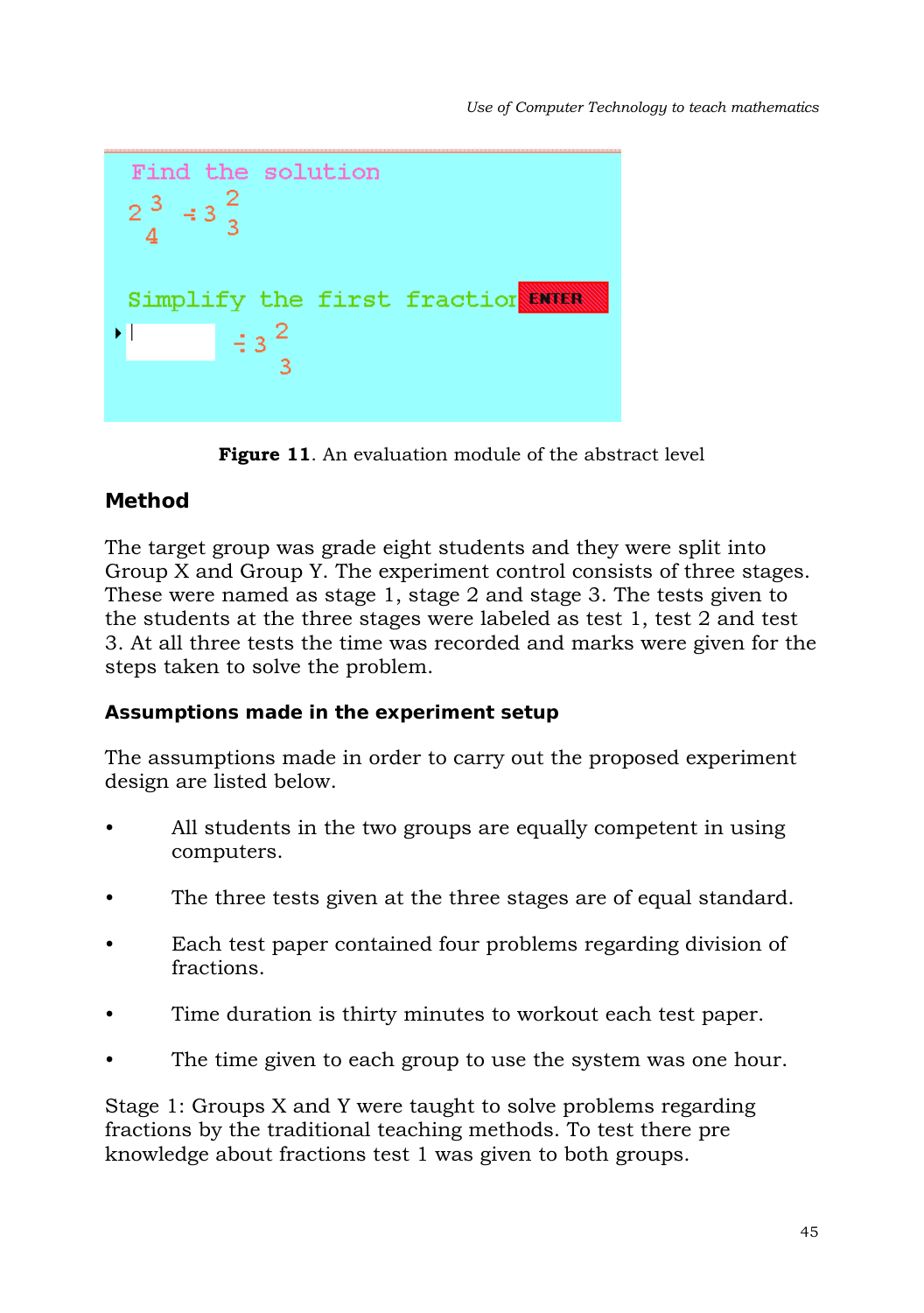**Figure 11**. An evaluation module of the abstract level

## Method

The target group was grade eight students and they were split into Group X and Group Y. The experiment control consists of three stages. These were named as stage 1, stage 2 and stage 3. The tests given to the students at the three stages were labeled as test 1, test 2 and test 3. At all three tests the time was recorded and marks were given for the steps taken to solve the problem.

### Assumptions made in the experiment setup

The assumptions made in order to carry out the proposed experiment design are listed below.

- All students in the two groups are equally competent in using computers.
- The three tests given at the three stages are of equal standard.
- Each test paper contained four problems regarding division of fractions.
- Time duration is thirty minutes to workout each test paper.
- The time given to each group to use the system was one hour.

Stage 1: Groups X and Y were taught to solve problems regarding fractions by the traditional teaching methods. To test there pre knowledge about fractions test 1 was given to both groups.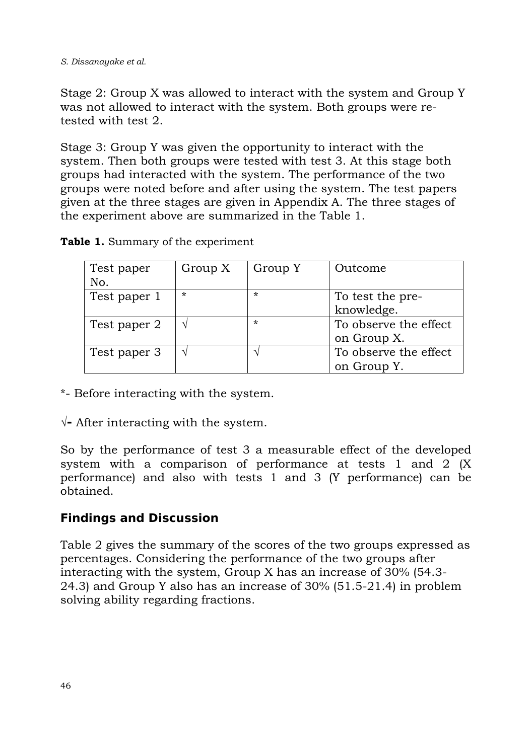Stage 2: Group X was allowed to interact with the system and Group Y was not allowed to interact with the system. Both groups were re-tested with test 2.

Stage 3: Group Y was given the opportunity to interact with the system. Then both groups were tested with test 3. At this stage both groups had interacted with the system. The performance of the two groups were noted before and after using the system. The test papers given at the three stages are given in Appendix A. The three stages of the experiment above are summarized in the Table 1.

**Table 1.** Summary of the experiment

| Test paper No. | Group X | Group Y | Outcome |
|---|---|---|---|
| Test paper 1 | * | * | To test the pre-knowledge. |
| Test paper 2 | √ | * | To observe the effect on Group X. |
| Test paper 3 | √ | √ | To observe the effect on Group Y. |

*- Before interacting with the system.

√**-** After interacting with the system.

So by the performance of test 3 a measurable effect of the developed system with a comparison of performance at tests 1 and 2 (X performance) and also with tests 1 and 3 (Y performance) can be obtained.

## Findings and Discussion

Table 2 gives the summary of the scores of the two groups expressed as percentages. Considering the performance of the two groups after interacting with the system, Group X has an increase of 30% (54.3-24.3) and Group Y also has an increase of 30% (51.5-21.4) in problem solving ability regarding fractions.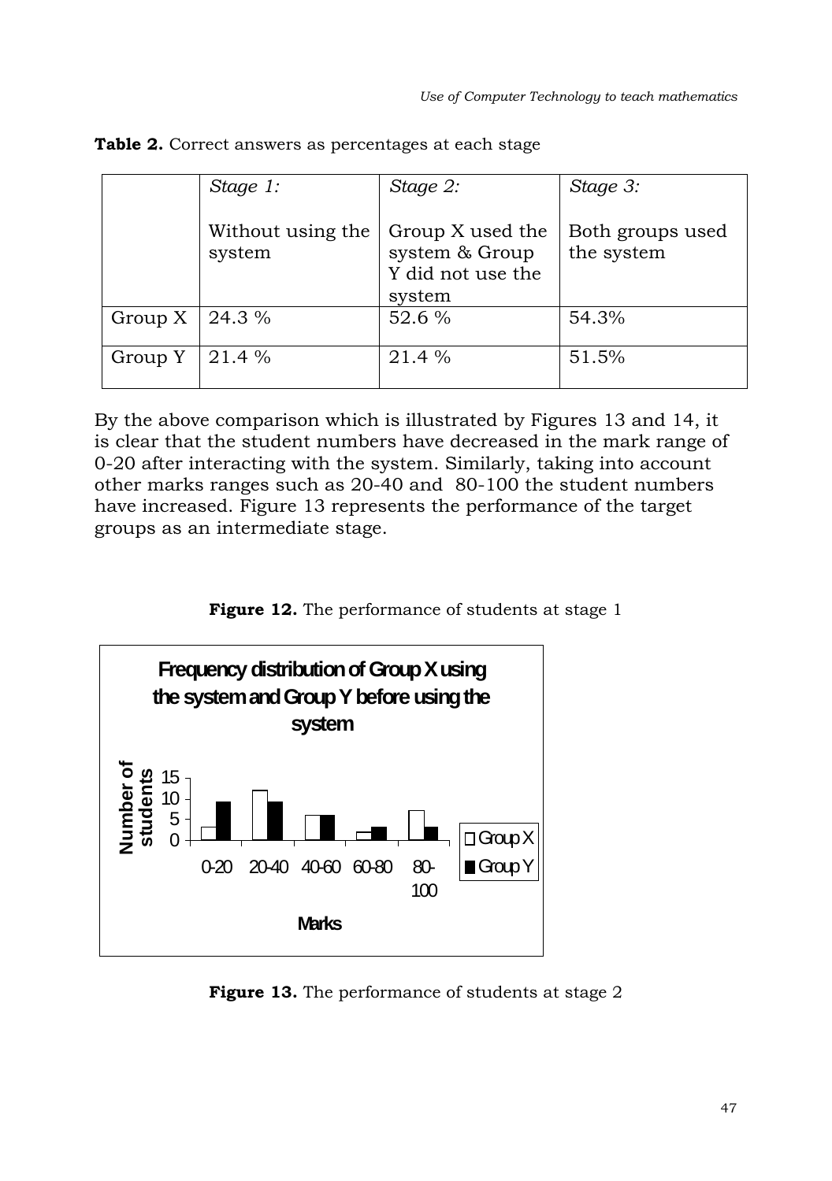**Table 2.** Correct answers as percentages at each stage

| | *Stage 1:* Without using the system | *Stage 2:* Group X used the system & Group Y did not use the system | *Stage 3:* Both groups used the system |
|---|---|---|---|
| Group X | 24.3 % | 52.6 % | 54.3% |
| Group Y | 21.4 % | 21.4 % | 51.5% |

By the above comparison which is illustrated by Figures 13 and 14, it is clear that the student numbers have decreased in the mark range of 0-20 after interacting with the system. Similarly, taking into account other marks ranges such as 20-40 and 80-100 the student numbers have increased. Figure 13 represents the performance of the target groups as an intermediate stage.

**Figure 12.** The performance of students at stage 1

**Figure 13.** The performance of students at stage 2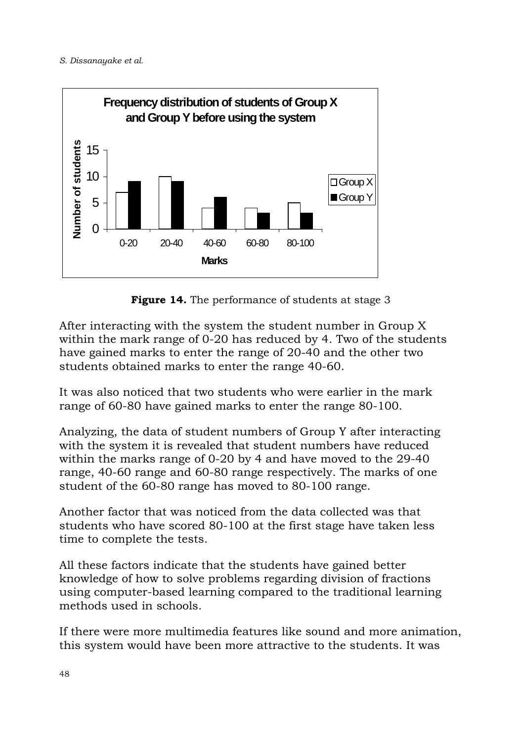**Figure 14.** The performance of students at stage 3

After interacting with the system the student number in Group X within the mark range of 0-20 has reduced by 4. Two of the students have gained marks to enter the range of 20-40 and the other two students obtained marks to enter the range 40-60.

It was also noticed that two students who were earlier in the mark range of 60-80 have gained marks to enter the range 80-100.

Analyzing, the data of student numbers of Group Y after interacting with the system it is revealed that student numbers have reduced within the marks range of 0-20 by 4 and have moved to the 29-40 range, 40-60 range and 60-80 range respectively. The marks of one student of the 60-80 range has moved to 80-100 range.

Another factor that was noticed from the data collected was that students who have scored 80-100 at the first stage have taken less time to complete the tests.

All these factors indicate that the students have gained better knowledge of how to solve problems regarding division of fractions using computer-based learning compared to the traditional learning methods used in schools.

If there were more multimedia features like sound and more animation, this system would have been more attractive to the students. It was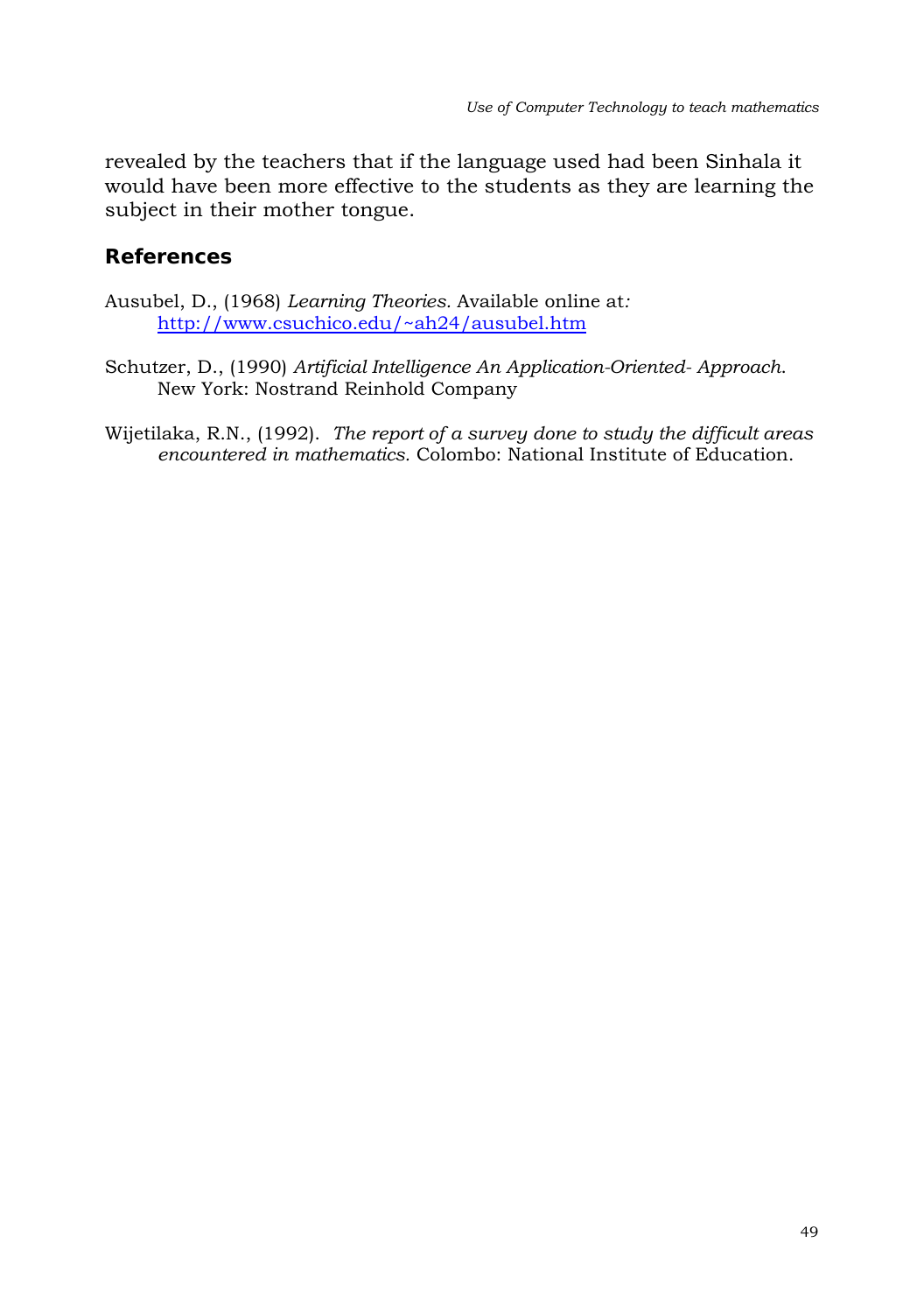revealed by the teachers that if the language used had been Sinhala it would have been more effective to the students as they are learning the subject in their mother tongue.

## References

Ausubel, D., (1968) *Learning Theories.* Available online at: http://www.csuchico.edu/~ah24/ausubel.htm

Schutzer, D., (1990) *Artificial Intelligence An Application-Oriented- Approach.* New York: Nostrand Reinhold Company

Wijetilaka, R.N., (1992). *The report of a survey done to study the difficult areas encountered in mathematics.* Colombo: National Institute of Education.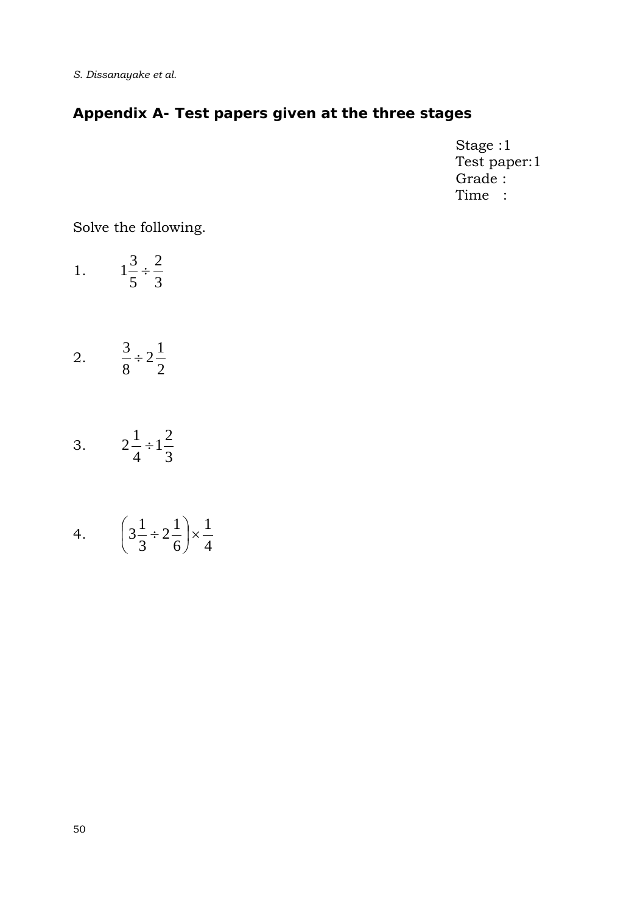## Appendix A- Test papers given at the three stages

Stage :1
Test paper:1
Grade :
Time :

Solve the following.

1. $1\frac{3}{5} \div \frac{2}{3}$

2. $\frac{3}{8} \div 2\frac{1}{2}$

3. $2\frac{1}{4} \div 1\frac{2}{3}$

4. $\left(3\frac{1}{3} \div 2\frac{1}{6}\right) \times \frac{1}{4}$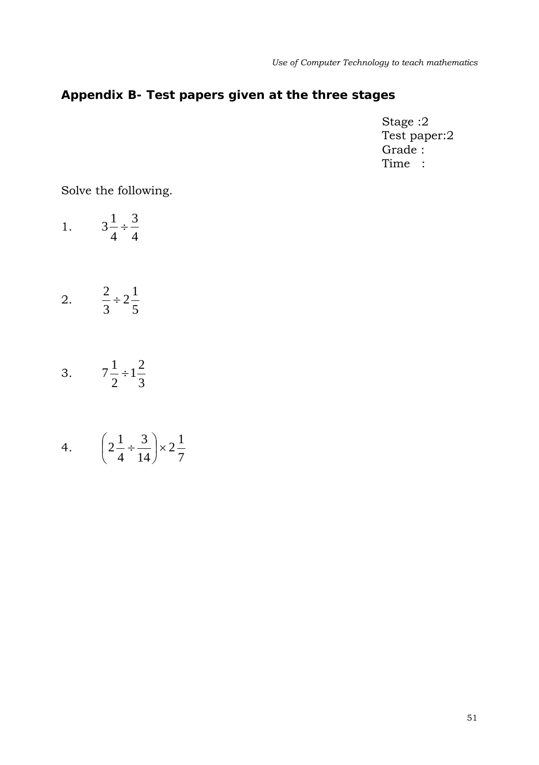## Appendix B- Test papers given at the three stages

Stage :2
Test paper:2
Grade :
Time :

Solve the following.

1. $3\frac{1}{4} \div \frac{3}{4}$

2. $\frac{2}{3} \div 2\frac{1}{5}$

3. $7\frac{1}{2} \div 1\frac{2}{3}$

4. $\left(2\frac{1}{4} \div \frac{3}{14}\right) \times 2\frac{1}{7}$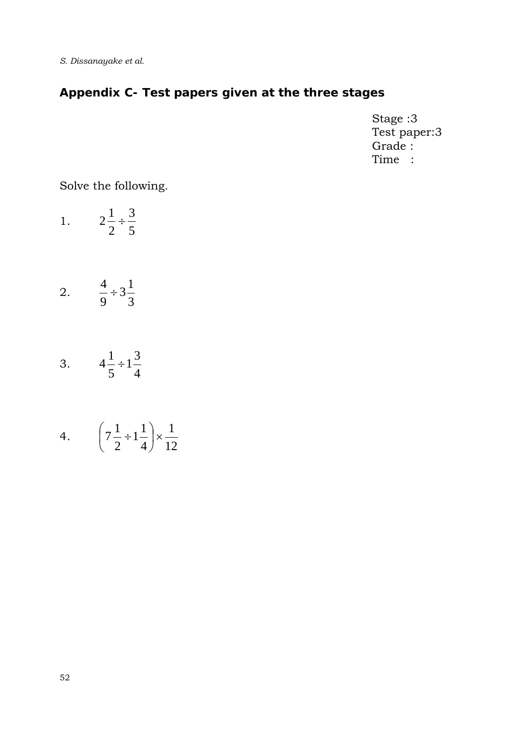## Appendix C- Test papers given at the three stages

Stage :3
Test paper:3
Grade :
Time :

Solve the following.

1. $2\frac{1}{2} \div \frac{3}{5}$

2. $\frac{4}{9} \div 3\frac{1}{3}$

3. $4\frac{1}{5} \div 1\frac{3}{4}$

4. $\left(7\frac{1}{2} \div 1\frac{1}{4}\right) \times \frac{1}{12}$